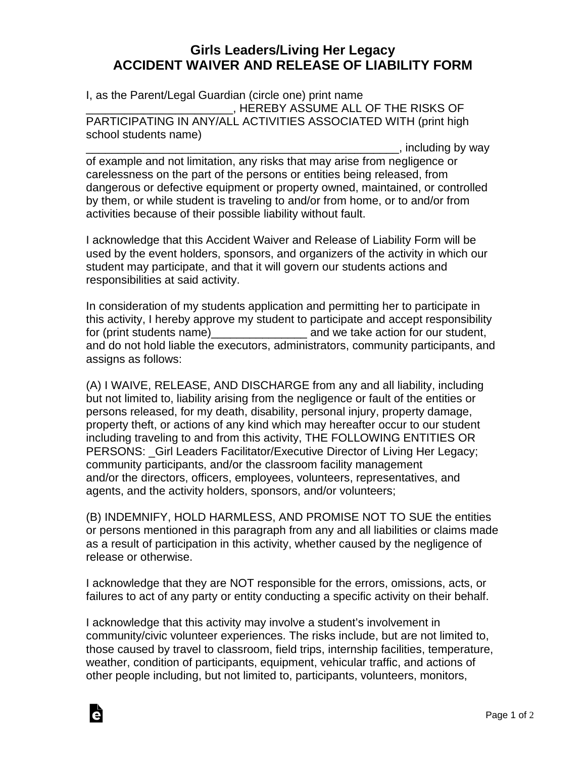# Girls Leaders/Living Her Legacy
## ACCIDENT WAIVER AND RELEASE OF LIABILITY FORM

I, as the Parent/Legal Guardian (circle one) print name _______________________, HEREBY ASSUME ALL OF THE RISKS OF PARTICIPATING IN ANY/ALL ACTIVITIES ASSOCIATED WITH (print high school students name) ____________________________________________________, including by way of example and not limitation, any risks that may arise from negligence or carelessness on the part of the persons or entities being released, from dangerous or defective equipment or property owned, maintained, or controlled by them, or while student is traveling to and/or from home, or to and/or from activities because of their possible liability without fault.

I acknowledge that this Accident Waiver and Release of Liability Form will be used by the event holders, sponsors, and organizers of the activity in which our student may participate, and that it will govern our students actions and responsibilities at said activity.

In consideration of my students application and permitting her to participate in this activity, I hereby approve my student to participate and accept responsibility for (print students name)_______________ and we take action for our student, and do not hold liable the executors, administrators, community participants, and assigns as follows:

(A) I WAIVE, RELEASE, AND DISCHARGE from any and all liability, including but not limited to, liability arising from the negligence or fault of the entities or persons released, for my death, disability, personal injury, property damage, property theft, or actions of any kind which may hereafter occur to our student including traveling to and from this activity, THE FOLLOWING ENTITIES OR PERSONS: _Girl Leaders Facilitator/Executive Director of Living Her Legacy; community participants, and/or the classroom facility management and/or the directors, officers, employees, volunteers, representatives, and agents, and the activity holders, sponsors, and/or volunteers;

(B) INDEMNIFY, HOLD HARMLESS, AND PROMISE NOT TO SUE the entities or persons mentioned in this paragraph from any and all liabilities or claims made as a result of participation in this activity, whether caused by the negligence of release or otherwise.

I acknowledge that they are NOT responsible for the errors, omissions, acts, or failures to act of any party or entity conducting a specific activity on their behalf.

I acknowledge that this activity may involve a student's involvement in community/civic volunteer experiences. The risks include, but are not limited to, those caused by travel to classroom, field trips, internship facilities, temperature, weather, condition of participants, equipment, vehicular traffic, and actions of other people including, but not limited to, participants, volunteers, monitors,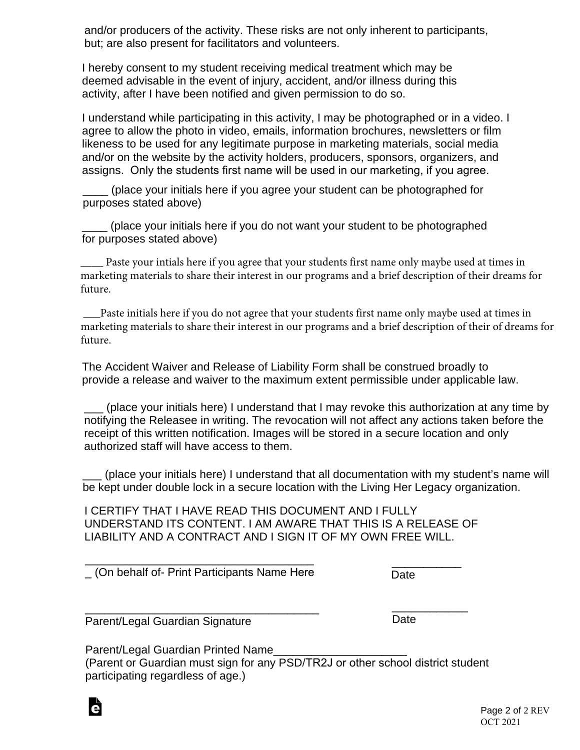and/or producers of the activity. These risks are not only inherent to participants, but; are also present for facilitators and volunteers.

I hereby consent to my student receiving medical treatment which may be deemed advisable in the event of injury, accident, and/or illness during this activity, after I have been notified and given permission to do so.

I understand while participating in this activity, I may be photographed or in a video. I agree to allow the photo in video, emails, information brochures, newsletters or film likeness to be used for any legitimate purpose in marketing materials, social media and/or on the website by the activity holders, producers, sponsors, organizers, and assigns. Only the students first name will be used in our marketing, if you agree.

____ (place your initials here if you agree your student can be photographed for purposes stated above)

____ (place your initials here if you do not want your student to be photographed for purposes stated above)

____ Paste your intials here if you agree that your students first name only maybe used at times in marketing materials to share their interest in our programs and a brief description of their dreams for future.

___Paste initials here if you do not agree that your students first name only maybe used at times in marketing materials to share their interest in our programs and a brief description of their of dreams for future.

The Accident Waiver and Release of Liability Form shall be construed broadly to provide a release and waiver to the maximum extent permissible under applicable law.

___ (place your initials here) I understand that I may revoke this authorization at any time by notifying the Releasee in writing. The revocation will not affect any actions taken before the receipt of this written notification. Images will be stored in a secure location and only authorized staff will have access to them.

___ (place your initials here) I understand that all documentation with my student's name will be kept under double lock in a secure location with the Living Her Legacy organization.

I CERTIFY THAT I HAVE READ THIS DOCUMENT AND I FULLY UNDERSTAND ITS CONTENT. I AM AWARE THAT THIS IS A RELEASE OF LIABILITY AND A CONTRACT AND I SIGN IT OF MY OWN FREE WILL.

______________________________________ (On behalf of- Print Participants Name Here &nbsp;&nbsp;&nbsp;&nbsp; ___________ Date

______________________________________ Parent/Legal Guardian Signature &nbsp;&nbsp;&nbsp;&nbsp; ____________ Date

Parent/Legal Guardian Printed Name_____________________
(Parent or Guardian must sign for any PSD/TR2J or other school district student participating regardless of age.)

REV OCT 2021